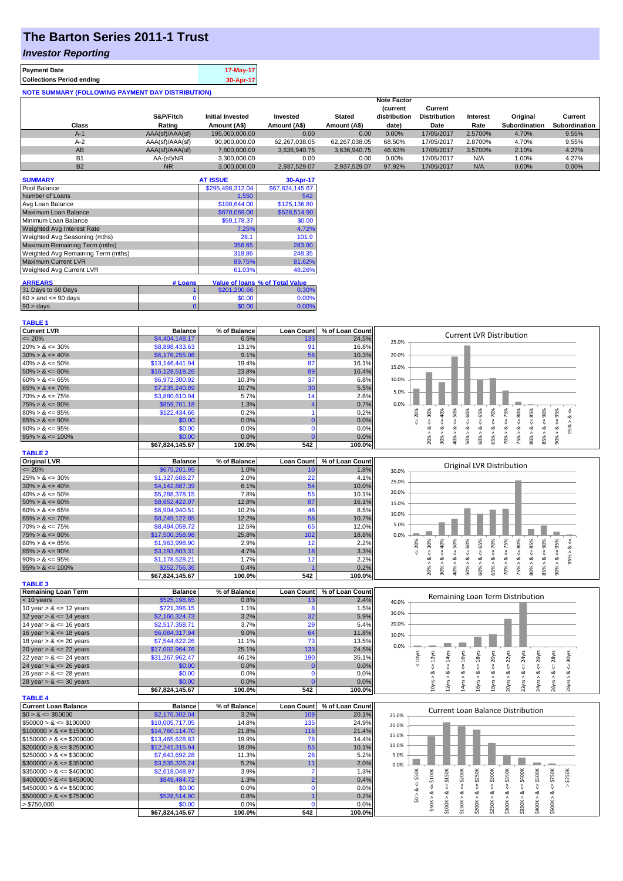# The Barton Series 2011-1 Trust

## *Investor Reporting*

| | |
|---|---|
| **Payment Date** | 17-May-17 |
| **Collections Period ending** | 30-Apr-17 |

**NOTE SUMMARY (FOLLOWING PAYMENT DAY DISTRIBUTION)**

| Class | S&P/Fitch Rating | Initial Invested Amount (A$) | Invested Amount (A$) | Stated Amount (A$) | Note Factor (current distribution date) | Current Distribution Date | Interest Rate | Original Subordination | Current Subordination |
|---|---|---|---|---|---|---|---|---|---|
| A-1 | AAA(sf)/AAA(sf) | 195,000,000.00 | 0.00 | 0.00 | 0.00% | 17/05/2017 | 2.5700% | 4.70% | 9.55% |
| A-2 | AAA(sf)/AAA(sf) | 90,900,000.00 | 62,267,038.05 | 62,267,038.05 | 68.50% | 17/05/2017 | 2.8700% | 4.70% | 9.55% |
| AB | AAA(sf)/AAA(sf) | 7,800,000.00 | 3,636,940.75 | 3,636,940.75 | 46.63% | 17/05/2017 | 3.5700% | 2.10% | 4.27% |
| B1 | AA-(sf)/NR | 3,300,000.00 | 0.00 | 0.00 | 0.00% | 17/05/2017 | N/A | 1.00% | 4.27% |
| B2 | NR | 3,000,000.00 | 2,937,529.07 | 2,937,529.07 | 97.92% | 17/05/2017 | N/A | 0.00% | 0.00% |

| SUMMARY | AT ISSUE | 30-Apr-17 |
|---|---|---|
| Pool Balance | $295,498,312.04 | $67,824,145.67 |
| Number of Loans | 1,550 | 542 |
| Avg Loan Balance | $190,644.00 | $125,136.80 |
| Maximum Loan Balance | $670,069.00 | $528,514.90 |
| Minimum Loan Balance | $50,178.37 | $0.00 |
| Weighted Avg Interest Rate | 7.25% | 4.72% |
| Weighted Avg Seasoning (mths) | 28.1 | 101.9 |
| Maximum Remaining Term (mths) | 356.65 | 283.00 |
| Weighted Avg Remaining Term (mths) | 318.86 | 248.35 |
| Maximum Current LVR | 89.75% | 81.62% |
| Weighted Avg Current LVR | 61.03% | 48.26% |

| ARREARS | # Loans | Value of loans | % of Total Value |
|---|---|---|---|
| 31 Days to 60 Days | 1 | $201,200.66 | 0.30% |
| 60 > and <= 90 days | 0 | $0.00 | 0.00% |
| 90 > days | 0 | $0.00 | 0.00% |

**TABLE 1**

| Current LVR | Balance | % of Balance | Loan Count | % of Loan Count |
|---|---|---|---|---|
| <= 20% | $4,404,148.17 | 6.5% | 133 | 24.5% |
| 20% > & <= 30% | $8,898,433.63 | 13.1% | 91 | 16.8% |
| 30% > & <= 40% | $6,176,255.08 | 9.1% | 56 | 10.3% |
| 40% > & <= 50% | $13,146,441.94 | 19.4% | 87 | 16.1% |
| 50% > & <= 60% | $16,128,518.26 | 23.8% | 89 | 16.4% |
| 60% > & <= 65% | $6,972,300.92 | 10.3% | 37 | 6.8% |
| 65% > & <= 70% | $7,235,240.89 | 10.7% | 30 | 5.5% |
| 70% > & <= 75% | $3,880,610.94 | 5.7% | 14 | 2.6% |
| 75% > & <= 80% | $859,761.18 | 1.3% | 4 | 0.7% |
| 80% > & <= 85% | $122,434.66 | 0.2% | 1 | 0.2% |
| 85% > & <= 90% | $0.00 | 0.0% | 0 | 0.0% |
| 90% > & <= 95% | $0.00 | 0.0% | 0 | 0.0% |
| 95% > & <= 100% | $0.00 | 0.0% | 0 | 0.0% |
| | $67,824,145.67 | 100.0% | 542 | 100.0% |

**TABLE 2**

| Original LVR | Balance | % of Balance | Loan Count | % of Loan Count |
|---|---|---|---|---|
| <= 20% | $675,201.95 | 1.0% | 10 | 1.8% |
| 25% > & <= 30% | $1,327,688.27 | 2.0% | 22 | 4.1% |
| 30% > & <= 40% | $4,142,887.39 | 6.1% | 54 | 10.0% |
| 40% > & <= 50% | $5,288,378.15 | 7.8% | 55 | 10.1% |
| 50% > & <= 60% | $8,652,422.07 | 12.8% | 87 | 16.1% |
| 60% > & <= 65% | $6,904,940.51 | 10.2% | 46 | 8.5% |
| 65% > & <= 70% | $8,249,122.85 | 12.2% | 58 | 10.7% |
| 70% > & <= 75% | $8,494,058.72 | 12.5% | 65 | 12.0% |
| 75% > & <= 80% | $17,500,358.98 | 25.8% | 102 | 18.8% |
| 80% > & <= 85% | $1,963,998.90 | 2.9% | 12 | 2.2% |
| 85% > & <= 90% | $3,193,803.31 | 4.7% | 18 | 3.3% |
| 90% > & <= 95% | $1,178,528.21 | 1.7% | 12 | 2.2% |
| 95% > & <= 100% | $252,756.36 | 0.4% | 1 | 0.2% |
| | $67,824,145.67 | 100.0% | 542 | 100.0% |

**TABLE 3**

| Remaining Loan Term | Balance | % of Balance | Loan Count | % of Loan Count |
|---|---|---|---|---|
| < 10 years | $525,198.65 | 0.8% | 13 | 2.4% |
| 10 year > & <= 12 years | $721,396.15 | 1.1% | 8 | 1.5% |
| 12 year > & <= 14 years | $2,160,324.73 | 3.2% | 32 | 5.9% |
| 14 year > & <= 16 years | $2,517,358.71 | 3.7% | 29 | 5.4% |
| 16 year > & <= 18 years | $6,084,317.94 | 9.0% | 64 | 11.8% |
| 18 year > & <= 20 years | $7,544,622.26 | 11.1% | 73 | 13.5% |
| 20 year > & <= 22 years | $17,002,964.76 | 25.1% | 133 | 24.5% |
| 22 year > & <= 24 years | $31,267,962.47 | 46.1% | 190 | 35.1% |
| 24 year > & <= 26 years | $0.00 | 0.0% | 0 | 0.0% |
| 26 year > & <= 28 years | $0.00 | 0.0% | 0 | 0.0% |
| 28 year > & <= 30 years | $0.00 | 0.0% | 0 | 0.0% |
| | $67,824,145.67 | 100.0% | 542 | 100.0% |

**TABLE 4**

| Current Loan Balance | Balance | % of Balance | Loan Count | % of Loan Count |
|---|---|---|---|---|
| $0 > & <= $50000 | $2,176,302.04 | 3.2% | 109 | 20.1% |
| $50000 > & <= $100000 | $10,005,717.05 | 14.8% | 135 | 24.9% |
| $100000 > & <= $150000 | $14,760,114.70 | 21.8% | 116 | 21.4% |
| $150000 > & <= $200000 | $13,465,628.83 | 19.9% | 78 | 14.4% |
| $200000 > & <= $250000 | $12,241,315.94 | 18.0% | 55 | 10.1% |
| $250000 > & <= $300000 | $7,643,692.28 | 11.3% | 28 | 5.2% |
| $300000 > & <= $350000 | $3,535,326.24 | 5.2% | 11 | 2.0% |
| $350000 > & <= $400000 | $2,618,048.97 | 3.9% | 7 | 1.3% |
| $400000 > & <= $450000 | $849,484.72 | 1.3% | 2 | 0.4% |
| $450000 > & <= $500000 | $0.00 | 0.0% | 0 | 0.0% |
| $500000 > & <= $750000 | $528,514.90 | 0.8% | 1 | 0.2% |
| > $750,000 | $0.00 | 0.0% | 0 | 0.0% |
| | $67,824,145.67 | 100.0% | 542 | 100.0% |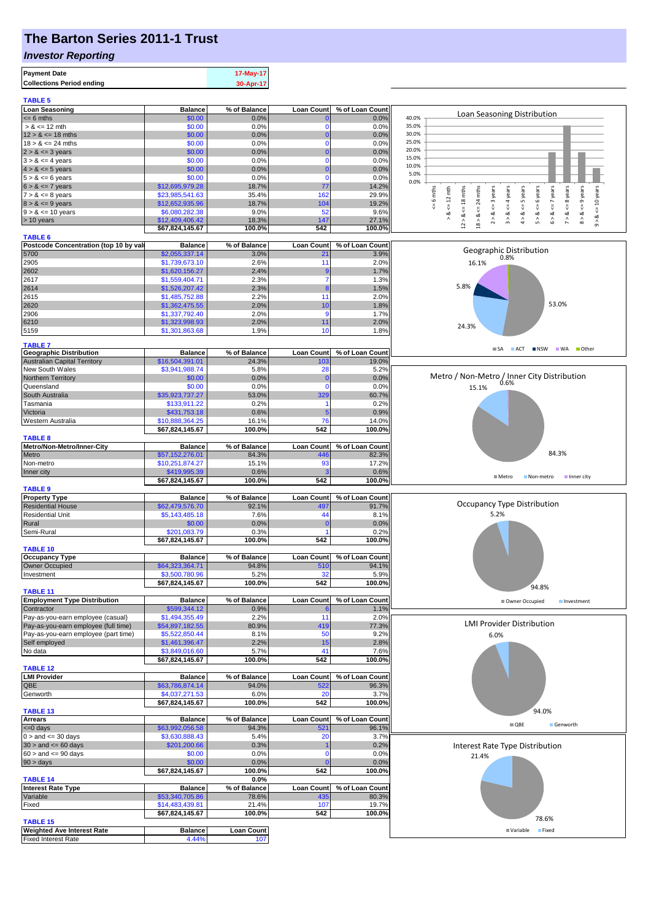# The Barton Series 2011-1 Trust

## *Investor Reporting*

| | |
|---|---|
| **Payment Date** | **17-May-17** |
| **Collections Period ending** | **30-Apr-17** |

**TABLE 5**

| Loan Seasoning | Balance | % of Balance | Loan Count | % of Loan Count |
|---|---|---|---|---|
| <= 6 mths | $0.00 | 0.0% | 0 | 0.0% |
| > & <= 12 mth | $0.00 | 0.0% | 0 | 0.0% |
| 12 > & <= 18 mths | $0.00 | 0.0% | 0 | 0.0% |
| 18 > & <= 24 mths | $0.00 | 0.0% | 0 | 0.0% |
| 2 > & <= 3 years | $0.00 | 0.0% | 0 | 0.0% |
| 3 > & <= 4 years | $0.00 | 0.0% | 0 | 0.0% |
| 4 > & <= 5 years | $0.00 | 0.0% | 0 | 0.0% |
| 5 > & <= 6 years | $0.00 | 0.0% | 0 | 0.0% |
| 6 > & <= 7 years | $12,695,979.28 | 18.7% | 77 | 14.2% |
| 7 > & <= 8 years | $23,985,541.63 | 35.4% | 162 | 29.9% |
| 8 > & <= 9 years | $12,652,935.96 | 18.7% | 104 | 19.2% |
| 9 > & <= 10 years | $6,080,282.38 | 9.0% | 52 | 9.6% |
| > 10 years | $12,409,406.42 | 18.3% | 147 | 27.1% |
| | $67,824,145.67 | 100.0% | 542 | 100.0% |

Loan Seasoning Distribution

40.0% 35.0% 30.0% 25.0% 20.0% 15.0% 10.0% 5.0% 0.0%

<= 6 mths, > & <= 12 mth, 12 > & <= 18 mths, 18 > & <= 24 mths, 2 > & <= 3 years, 3 > & <= 4 years, 4 > & <= 5 years, 5 > & <= 6 years, 6 > & <= 7 years, 7 > & <= 8 years, 8 > & <= 9 years, 9 > & <= 10 years

**TABLE 6**

| Postcode Concentration (top 10 by value) | Balance | % of Balance | Loan Count | % of Loan Count |
|---|---|---|---|---|
| 5700 | $2,055,337.14 | 3.0% | 21 | 3.9% |
| 2905 | $1,739,673.10 | 2.6% | 11 | 2.0% |
| 2602 | $1,620,156.27 | 2.4% | 9 | 1.7% |
| 2617 | $1,559,404.71 | 2.3% | 7 | 1.3% |
| 2614 | $1,526,207.42 | 2.3% | 8 | 1.5% |
| 2615 | $1,485,752.88 | 2.2% | 11 | 2.0% |
| 2620 | $1,362,475.55 | 2.0% | 10 | 1.8% |
| 2906 | $1,337,792.40 | 2.0% | 9 | 1.7% |
| 6210 | $1,323,998.93 | 2.0% | 11 | 2.0% |
| 5159 | $1,301,863.68 | 1.9% | 10 | 1.8% |

Geographic Distribution

0.8% 16.1% 5.8% 53.0% 24.3%

SA ACT NSW WA Other

**TABLE 7**

| Geographic Distribution | Balance | % of Balance | Loan Count | % of Loan Count |
|---|---|---|---|---|
| Australian Capital Territory | $16,504,391.01 | 24.3% | 103 | 19.0% |
| New South Wales | $3,941,988.74 | 5.8% | 28 | 5.2% |
| Northern Territory | $0.00 | 0.0% | 0 | 0.0% |
| Queensland | $0.00 | 0.0% | 0 | 0.0% |
| South Australia | $35,923,737.27 | 53.0% | 329 | 60.7% |
| Tasmania | $133,911.22 | 0.2% | 1 | 0.2% |
| Victoria | $431,753.18 | 0.6% | 5 | 0.9% |
| Western Australia | $10,888,364.25 | 16.1% | 76 | 14.0% |
| | $67,824,145.67 | 100.0% | 542 | 100.0% |

Metro / Non-Metro / Inner City Distribution

0.6% 15.1% 84.3%

Metro Non-metro Inner city

**TABLE 8**

| Metro/Non-Metro/Inner-City | Balance | % of Balance | Loan Count | % of Loan Count |
|---|---|---|---|---|
| Metro | $57,152,276.01 | 84.3% | 446 | 82.3% |
| Non-metro | $10,251,874.27 | 15.1% | 93 | 17.2% |
| Inner city | $419,995.39 | 0.6% | 3 | 0.6% |
| | $67,824,145.67 | 100.0% | 542 | 100.0% |

**TABLE 9**

| Property Type | Balance | % of Balance | Loan Count | % of Loan Count |
|---|---|---|---|---|
| Residential House | $62,479,576.70 | 92.1% | 497 | 91.7% |
| Residential Unit | $5,143,485.18 | 7.6% | 44 | 8.1% |
| Rural | $0.00 | 0.0% | 0 | 0.0% |
| Semi-Rural | $201,083.79 | 0.3% | 1 | 0.2% |
| | $67,824,145.67 | 100.0% | 542 | 100.0% |

Occupancy Type Distribution

5.2% 94.8%

Owner Occupied Investment

**TABLE 10**

| Occupancy Type | Balance | % of Balance | Loan Count | % of Loan Count |
|---|---|---|---|---|
| Owner Occupied | $64,323,364.71 | 94.8% | 510 | 94.1% |
| Investment | $3,500,780.96 | 5.2% | 32 | 5.9% |
| | $67,824,145.67 | 100.0% | 542 | 100.0% |

**TABLE 11**

| Employment Type Distribution | Balance | % of Balance | Loan Count | % of Loan Count |
|---|---|---|---|---|
| Contractor | $599,344.12 | 0.9% | 6 | 1.1% |
| Pay-as-you-earn employee (casual) | $1,494,355.49 | 2.2% | 11 | 2.0% |
| Pay-as-you-earn employee (full time) | $54,897,182.55 | 80.9% | 419 | 77.3% |
| Pay-as-you-earn employee (part time) | $5,522,850.44 | 8.1% | 50 | 9.2% |
| Self employed | $1,461,396.47 | 2.2% | 15 | 2.8% |
| No data | $3,849,016.60 | 5.7% | 41 | 7.6% |
| | $67,824,145.67 | 100.0% | 542 | 100.0% |

LMI Provider Distribution

6.0% 94.0%

QBE Genworth

**TABLE 12**

| LMI Provider | Balance | % of Balance | Loan Count | % of Loan Count |
|---|---|---|---|---|
| QBE | $63,786,874.14 | 94.0% | 522 | 96.3% |
| Genworth | $4,037,271.53 | 6.0% | 20 | 3.7% |
| | $67,824,145.67 | 100.0% | 542 | 100.0% |

**TABLE 13**

| Arrears | Balance | % of Balance | Loan Count | % of Loan Count |
|---|---|---|---|---|
| <=0 days | $63,992,056.58 | 94.3% | 521 | 96.1% |
| 0 > and <= 30 days | $3,630,888.43 | 5.4% | 20 | 3.7% |
| 30 > and <= 60 days | $201,200.66 | 0.3% | 1 | 0.2% |
| 60 > and <= 90 days | $0.00 | 0.0% | 0 | 0.0% |
| 90 > days | $0.00 | 0.0% | 0 | 0.0% |
| | $67,824,145.67 | 100.0% | 542 | 100.0% |
| | | 0.0% | | |

Interest Rate Type Distribution

21.4% 78.6%

Variable Fixed

**TABLE 14**

| Interest Rate Type | Balance | % of Balance | Loan Count | % of Loan Count |
|---|---|---|---|---|
| Variable | $53,340,705.86 | 78.6% | 435 | 80.3% |
| Fixed | $14,483,439.81 | 21.4% | 107 | 19.7% |
| | $67,824,145.67 | 100.0% | 542 | 100.0% |

**TABLE 15**

| Weighted Ave Interest Rate | Balance | Loan Count |
|---|---|---|
| Fixed Interest Rate | 4.44% | 107 |